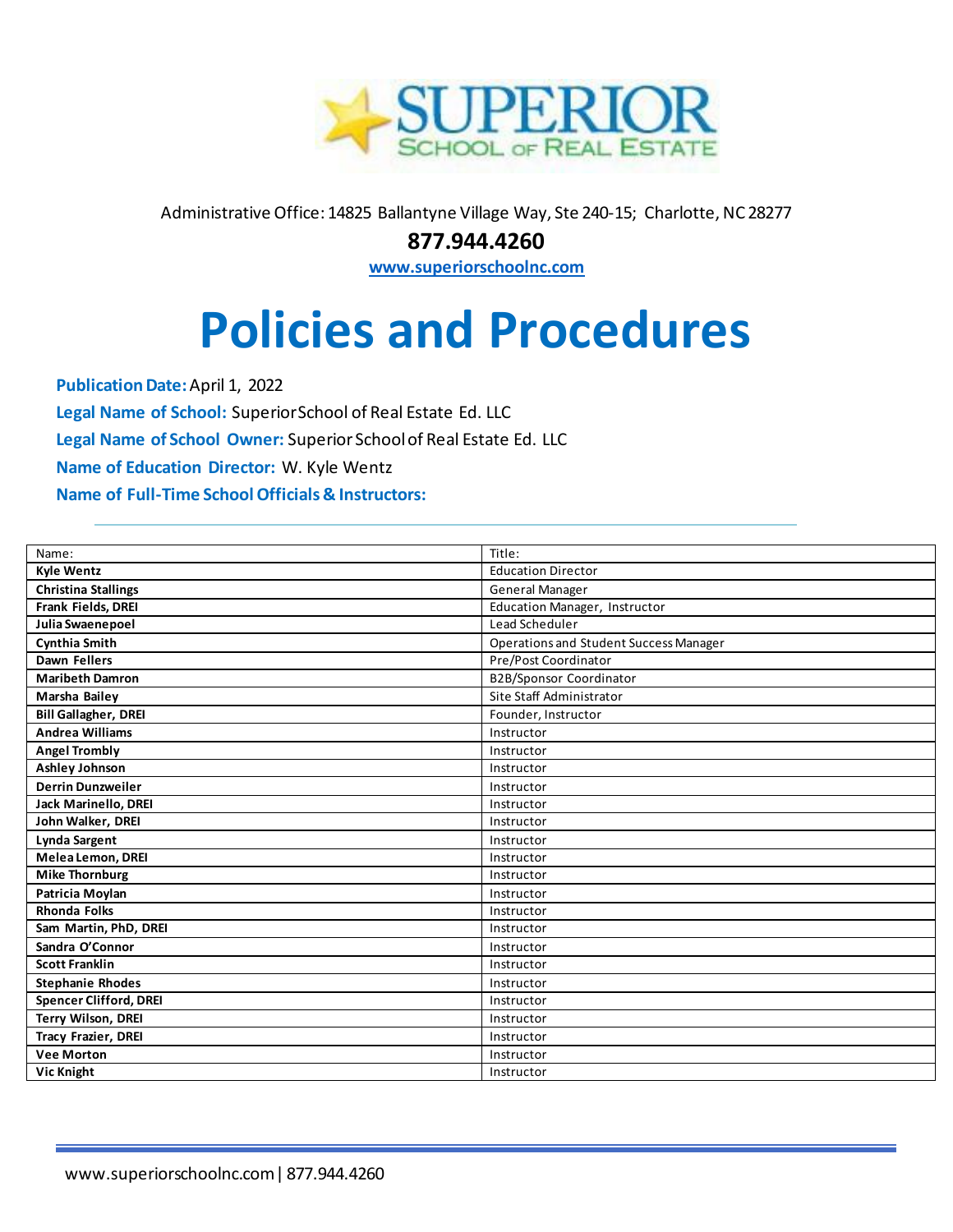SUPERIOR SCHOOL OF REAL ESTATE

Administrative Office: 14825 Ballantyne Village Way, Ste 240-15; Charlotte, NC 28277

**877.944.4260**

**www.superiorschoolnc.com**

# Policies and Procedures

**Publication Date:** April 1, 2022

**Legal Name of School:** Superior School of Real Estate Ed. LLC

**Legal Name of School Owner:** Superior School of Real Estate Ed. LLC

**Name of Education Director:** W. Kyle Wentz

**Name of Full-Time School Officials & Instructors:**

| Name: | Title: |
|---|---|
| **Kyle Wentz** | Education Director |
| **Christina Stallings** | General Manager |
| **Frank Fields, DREI** | Education Manager, Instructor |
| **Julia Swaenepoel** | Lead Scheduler |
| **Cynthia Smith** | Operations and Student Success Manager |
| **Dawn Fellers** | Pre/Post Coordinator |
| **Maribeth Damron** | B2B/Sponsor Coordinator |
| **Marsha Bailey** | Site Staff Administrator |
| **Bill Gallagher, DREI** | Founder, Instructor |
| **Andrea Williams** | Instructor |
| **Angel Trombly** | Instructor |
| **Ashley Johnson** | Instructor |
| **Derrin Dunzweiler** | Instructor |
| **Jack Marinello, DREI** | Instructor |
| **John Walker, DREI** | Instructor |
| **Lynda Sargent** | Instructor |
| **Melea Lemon, DREI** | Instructor |
| **Mike Thornburg** | Instructor |
| **Patricia Moylan** | Instructor |
| **Rhonda Folks** | Instructor |
| **Sam Martin, PhD, DREI** | Instructor |
| **Sandra O'Connor** | Instructor |
| **Scott Franklin** | Instructor |
| **Stephanie Rhodes** | Instructor |
| **Spencer Clifford, DREI** | Instructor |
| **Terry Wilson, DREI** | Instructor |
| **Tracy Frazier, DREI** | Instructor |
| **Vee Morton** | Instructor |
| **Vic Knight** | Instructor |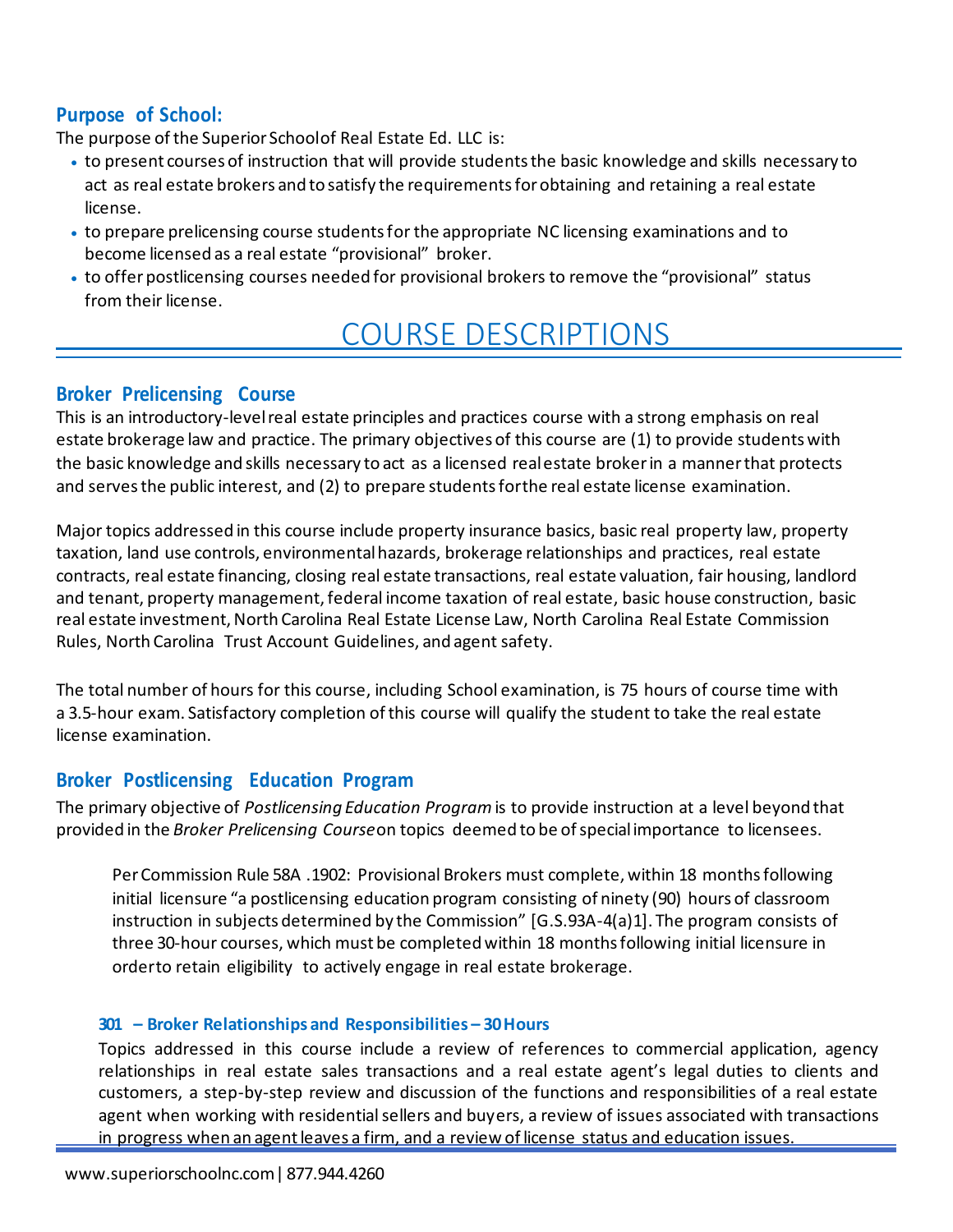## Purpose of School:

The purpose of the Superior School of Real Estate Ed. LLC is:

- to present courses of instruction that will provide students the basic knowledge and skills necessary to act as real estate brokers and to satisfy the requirements for obtaining and retaining a real estate license.
- to prepare prelicensing course students for the appropriate NC licensing examinations and to become licensed as a real estate "provisional" broker.
- to offer postlicensing courses needed for provisional brokers to remove the "provisional" status from their license.

# COURSE DESCRIPTIONS

## Broker Prelicensing Course

This is an introductory-level real estate principles and practices course with a strong emphasis on real estate brokerage law and practice. The primary objectives of this course are (1) to provide students with the basic knowledge and skills necessary to act as a licensed real estate broker in a manner that protects and serves the public interest, and (2) to prepare students for the real estate license examination.

Major topics addressed in this course include property insurance basics, basic real property law, property taxation, land use controls, environmental hazards, brokerage relationships and practices, real estate contracts, real estate financing, closing real estate transactions, real estate valuation, fair housing, landlord and tenant, property management, federal income taxation of real estate, basic house construction, basic real estate investment, North Carolina Real Estate License Law, North Carolina Real Estate Commission Rules, North Carolina Trust Account Guidelines, and agent safety.

The total number of hours for this course, including School examination, is 75 hours of course time with a 3.5-hour exam. Satisfactory completion of this course will qualify the student to take the real estate license examination.

## Broker Postlicensing Education Program

The primary objective of *Postlicensing Education Program* is to provide instruction at a level beyond that provided in the *Broker Prelicensing Course* on topics deemed to be of special importance to licensees.

> Per Commission Rule 58A .1902: Provisional Brokers must complete, within 18 months following initial licensure "a postlicensing education program consisting of ninety (90) hours of classroom instruction in subjects determined by the Commission" [G.S.93A-4(a)1]. The program consists of three 30-hour courses, which must be completed within 18 months following initial licensure in order to retain eligibility to actively engage in real estate brokerage.

### 301 – Broker Relationships and Responsibilities – 30 Hours

Topics addressed in this course include a review of references to commercial application, agency relationships in real estate sales transactions and a real estate agent's legal duties to clients and customers, a step-by-step review and discussion of the functions and responsibilities of a real estate agent when working with residential sellers and buyers, a review of issues associated with transactions in progress when an agent leaves a firm, and a review of license status and education issues.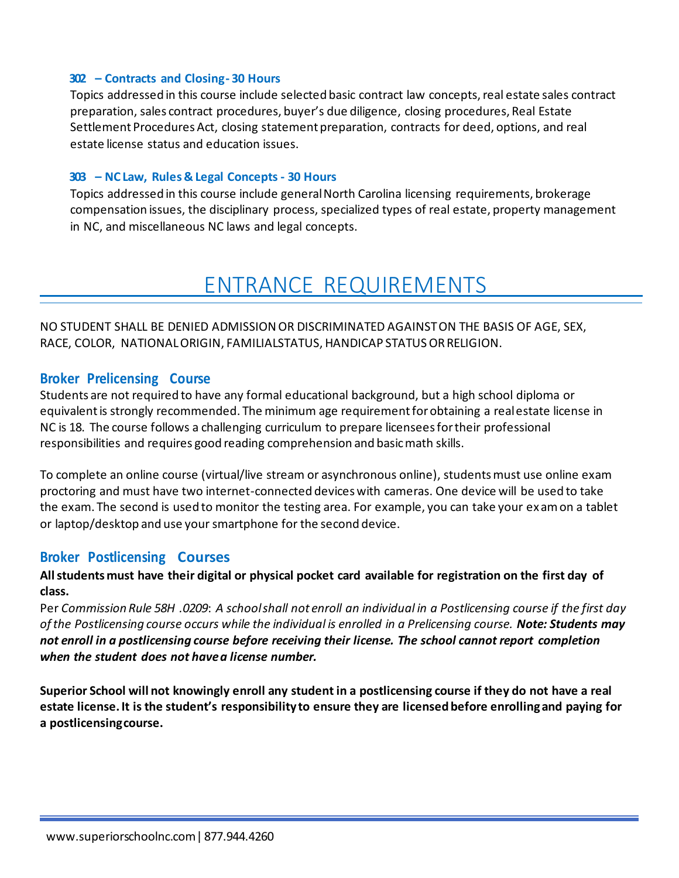### 302 – Contracts and Closing - 30 Hours

Topics addressed in this course include selected basic contract law concepts, real estate sales contract preparation, sales contract procedures, buyer's due diligence, closing procedures, Real Estate Settlement Procedures Act, closing statement preparation, contracts for deed, options, and real estate license status and education issues.

### 303 – NC Law, Rules & Legal Concepts - 30 Hours

Topics addressed in this course include general North Carolina licensing requirements, brokerage compensation issues, the disciplinary process, specialized types of real estate, property management in NC, and miscellaneous NC laws and legal concepts.

# ENTRANCE REQUIREMENTS

NO STUDENT SHALL BE DENIED ADMISSION OR DISCRIMINATED AGAINST ON THE BASIS OF AGE, SEX, RACE, COLOR, NATIONAL ORIGIN, FAMILIAL STATUS, HANDICAP STATUS OR RELIGION.

## Broker Prelicensing Course

Students are not required to have any formal educational background, but a high school diploma or equivalent is strongly recommended. The minimum age requirement for obtaining a real estate license in NC is 18. The course follows a challenging curriculum to prepare licensees for their professional responsibilities and requires good reading comprehension and basic math skills.

To complete an online course (virtual/live stream or asynchronous online), students must use online exam proctoring and must have two internet-connected devices with cameras. One device will be used to take the exam. The second is used to monitor the testing area. For example, you can take your exam on a tablet or laptop/desktop and use your smartphone for the second device.

## Broker Postlicensing Courses

**All students must have their digital or physical pocket card available for registration on the first day of class.**

Per *Commission Rule 58H .0209*: *A school shall not enroll an individual in a Postlicensing course if the first day of the Postlicensing course occurs while the individual is enrolled in a Prelicensing course.* ***Note: Students may not enroll in a postlicensing course before receiving their license. The school cannot report completion when the student does not have a license number.***

**Superior School will not knowingly enroll any student in a postlicensing course if they do not have a real estate license. It is the student's responsibility to ensure they are licensed before enrolling and paying for a postlicensing course.**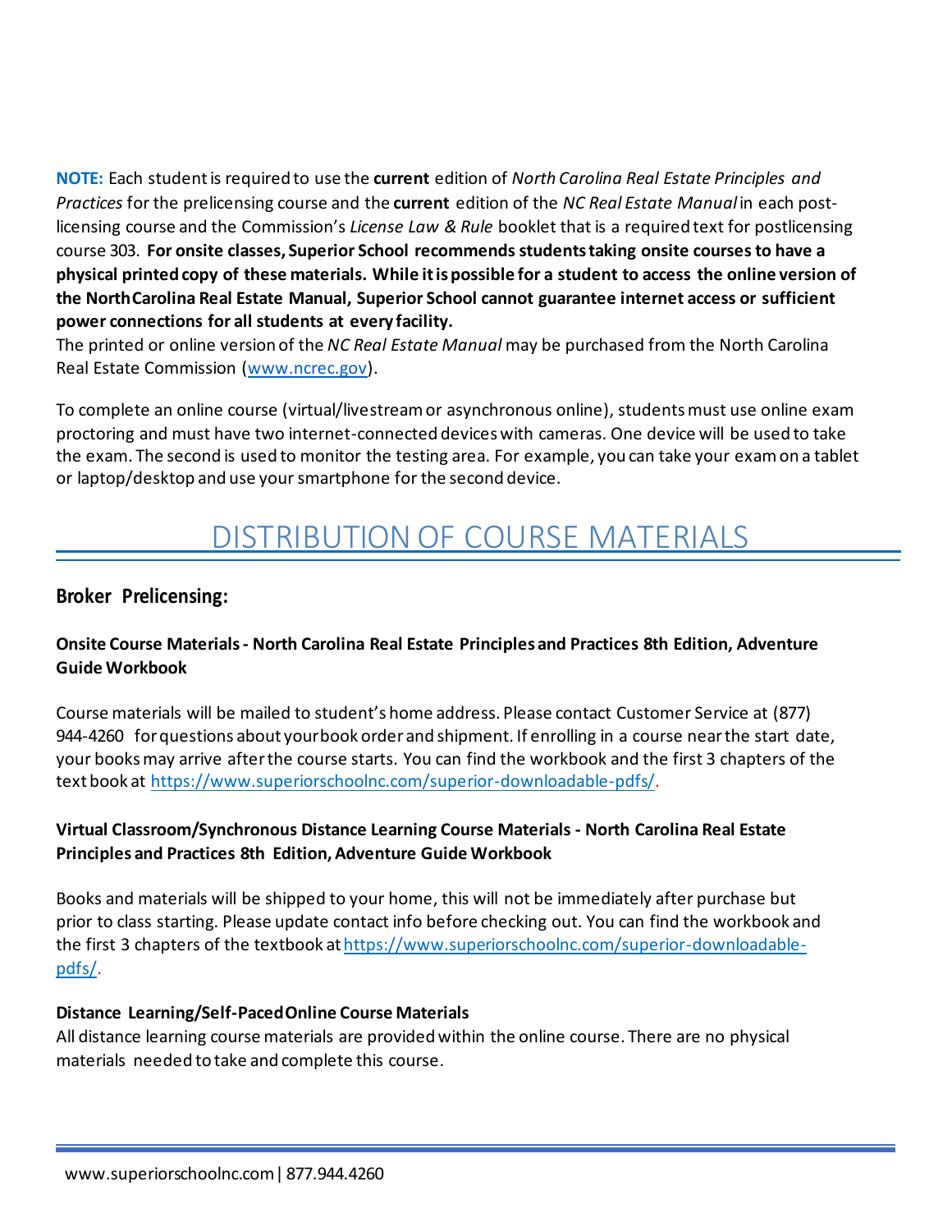**NOTE:** Each student is required to use the **current** edition of *North Carolina Real Estate Principles and Practices* for the prelicensing course and the **current** edition of the *NC Real Estate Manual* in each post-licensing course and the Commission's *License Law & Rule* booklet that is a required text for postlicensing course 303. **For onsite classes, Superior School recommends students taking onsite courses to have a physical printed copy of these materials. While it is possible for a student to access the online version of the North Carolina Real Estate Manual, Superior School cannot guarantee internet access or sufficient power connections for all students at every facility.**

The printed or online version of the *NC Real Estate Manual* may be purchased from the North Carolina Real Estate Commission (www.ncrec.gov).

To complete an online course (virtual/livestream or asynchronous online), students must use online exam proctoring and must have two internet-connected devices with cameras. One device will be used to take the exam. The second is used to monitor the testing area. For example, you can take your exam on a tablet or laptop/desktop and use your smartphone for the second device.

# DISTRIBUTION OF COURSE MATERIALS

## Broker Prelicensing:

### Onsite Course Materials - North Carolina Real Estate Principles and Practices 8th Edition, Adventure Guide Workbook

Course materials will be mailed to student's home address. Please contact Customer Service at (877) 944-4260 for questions about your book order and shipment. If enrolling in a course near the start date, your books may arrive after the course starts. You can find the workbook and the first 3 chapters of the text book at https://www.superiorschoolnc.com/superior-downloadable-pdfs/.

### Virtual Classroom/Synchronous Distance Learning Course Materials - North Carolina Real Estate Principles and Practices 8th Edition, Adventure Guide Workbook

Books and materials will be shipped to your home, this will not be immediately after purchase but prior to class starting. Please update contact info before checking out. You can find the workbook and the first 3 chapters of the textbook at https://www.superiorschoolnc.com/superior-downloadable-pdfs/.

### Distance Learning/Self-Paced Online Course Materials

All distance learning course materials are provided within the online course. There are no physical materials needed to take and complete this course.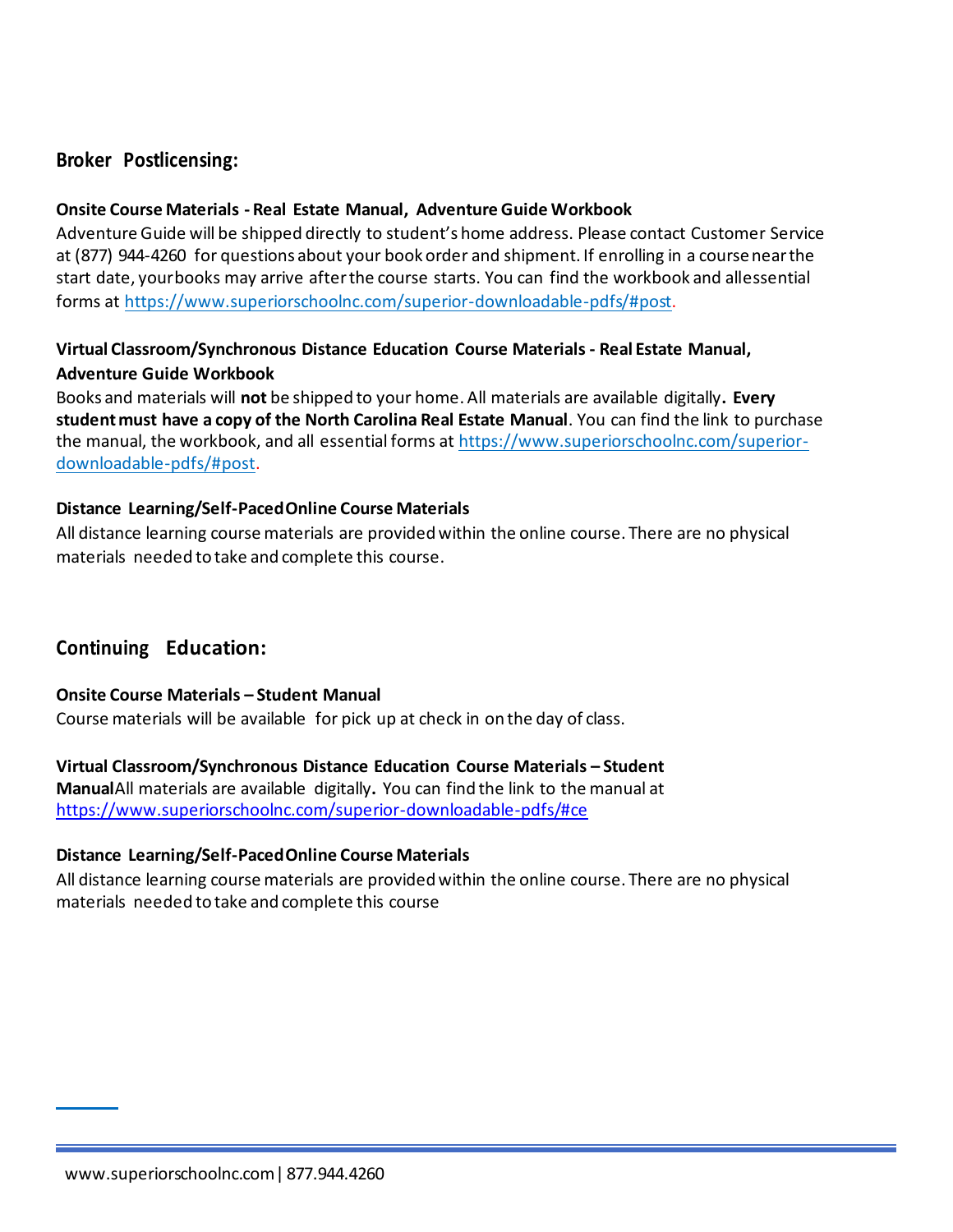## Broker Postlicensing:

**Onsite Course Materials - Real Estate Manual, Adventure Guide Workbook**
Adventure Guide will be shipped directly to student's home address. Please contact Customer Service at (877) 944-4260 for questions about your book order and shipment. If enrolling in a course near the start date, your books may arrive after the course starts. You can find the workbook and all essential forms at https://www.superiorschoolnc.com/superior-downloadable-pdfs/#post.

**Virtual Classroom/Synchronous Distance Education Course Materials - Real Estate Manual, Adventure Guide Workbook**
Books and materials will **not** be shipped to your home. All materials are available digitally**. Every student must have a copy of the North Carolina Real Estate Manual**. You can find the link to purchase the manual, the workbook, and all essential forms at https://www.superiorschoolnc.com/superior-downloadable-pdfs/#post.

**Distance Learning/Self-Paced Online Course Materials**
All distance learning course materials are provided within the online course. There are no physical materials needed to take and complete this course.

## Continuing Education:

**Onsite Course Materials – Student Manual**
Course materials will be available for pick up at check in on the day of class.

**Virtual Classroom/Synchronous Distance Education Course Materials – Student Manual** All materials are available digitally**.** You can find the link to the manual at https://www.superiorschoolnc.com/superior-downloadable-pdfs/#ce

**Distance Learning/Self-Paced Online Course Materials**
All distance learning course materials are provided within the online course. There are no physical materials needed to take and complete this course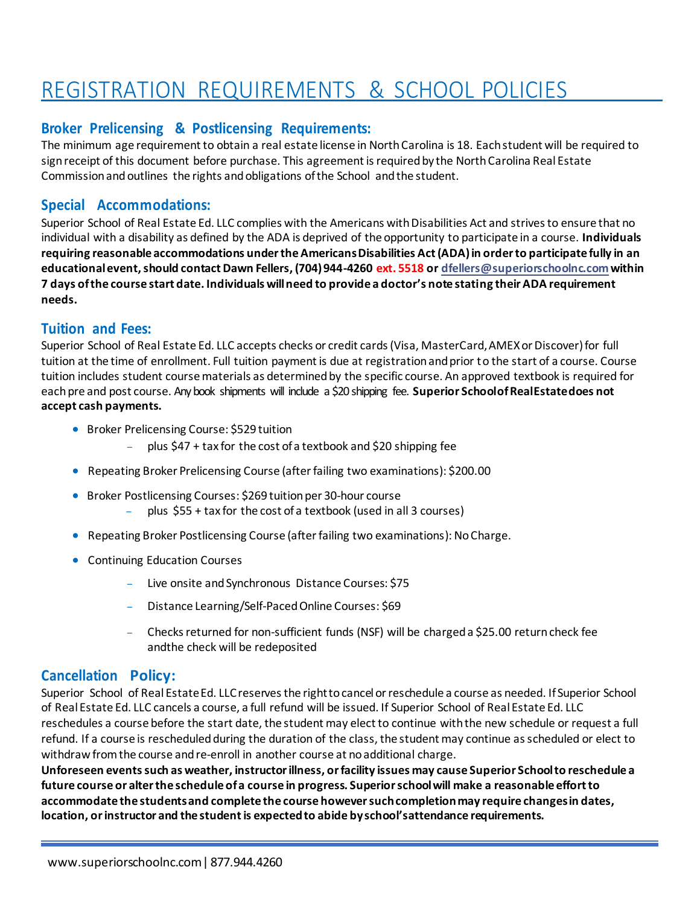# REGISTRATION REQUIREMENTS & SCHOOL POLICIES

## Broker Prelicensing & Postlicensing Requirements:

The minimum age requirement to obtain a real estate license in North Carolina is 18. Each student will be required to sign receipt of this document before purchase. This agreement is required by the North Carolina Real Estate Commission and outlines the rights and obligations of the School and the student.

## Special Accommodations:

Superior School of Real Estate Ed. LLC complies with the Americans with Disabilities Act and strives to ensure that no individual with a disability as defined by the ADA is deprived of the opportunity to participate in a course. **Individuals requiring reasonable accommodations under the Americans Disabilities Act (ADA) in order to participate fully in an educational event, should contact Dawn Fellers, (704) 944-4260 ext. 5518 or dfellers@superiorschoolnc.com within 7 days of the course start date. Individuals will need to provide a doctor's note stating their ADA requirement needs.**

## Tuition and Fees:

Superior School of Real Estate Ed. LLC accepts checks or credit cards (Visa, MasterCard, AMEX or Discover) for full tuition at the time of enrollment. Full tuition payment is due at registration and prior to the start of a course. Course tuition includes student course materials as determined by the specific course. An approved textbook is required for each pre and post course. Any book shipments will include a $20 shipping fee. **Superior School of Real Estate does not accept cash payments.**

- Broker Prelicensing Course: $529 tuition
  - plus $47 + tax for the cost of a textbook and $20 shipping fee
- Repeating Broker Prelicensing Course (after failing two examinations): $200.00
- Broker Postlicensing Courses: $269 tuition per 30-hour course
  - plus $55 + tax for the cost of a textbook (used in all 3 courses)
- Repeating Broker Postlicensing Course (after failing two examinations): No Charge.
- Continuing Education Courses
  - Live onsite and Synchronous Distance Courses: $75
  - Distance Learning/Self-Paced Online Courses: $69
  - Checks returned for non-sufficient funds (NSF) will be charged a $25.00 return check fee andthe check will be redeposited

## Cancellation Policy:

Superior School of Real Estate Ed. LLC reserves the right to cancel or reschedule a course as needed. If Superior School of Real Estate Ed. LLC cancels a course, a full refund will be issued. If Superior School of Real Estate Ed. LLC reschedules a course before the start date, the student may elect to continue with the new schedule or request a full refund. If a course is rescheduled during the duration of the class, the student may continue as scheduled or elect to withdraw from the course and re-enroll in another course at no additional charge.

**Unforeseen events such as weather, instructor illness, or facility issues may cause Superior School to reschedule a future course or alter the schedule of a course in progress. Superior school will make a reasonable effort to accommodate the students and complete the course however such completion may require changes in dates, location, or instructor and the student is expected to abide by school's attendance requirements.**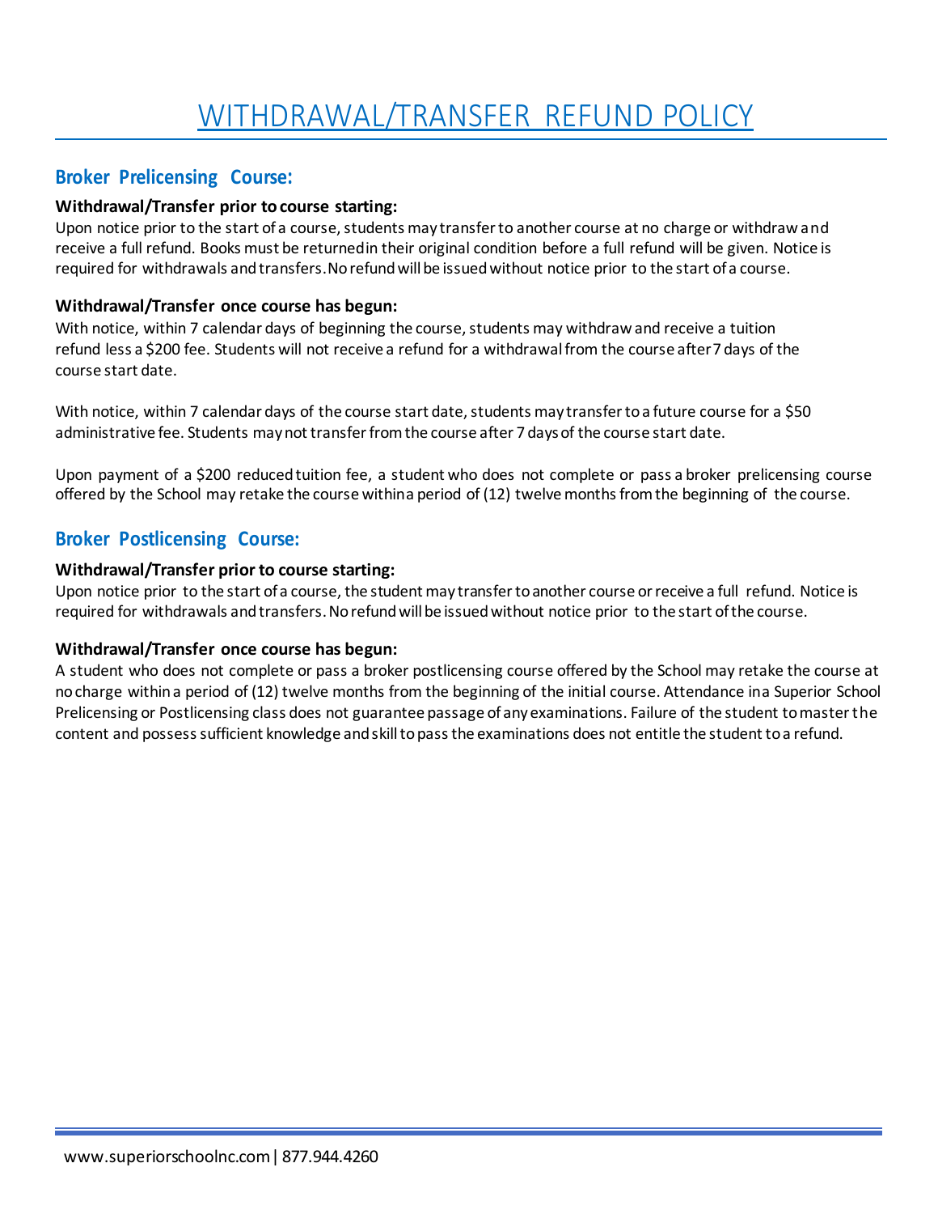# WITHDRAWAL/TRANSFER REFUND POLICY

## Broker Prelicensing Course:

**Withdrawal/Transfer prior to course starting:**

Upon notice prior to the start of a course, students may transfer to another course at no charge or withdraw and receive a full refund. Books must be returned in their original condition before a full refund will be given. Notice is required for withdrawals and transfers. No refund will be issued without notice prior to the start of a course.

**Withdrawal/Transfer once course has begun:**

With notice, within 7 calendar days of beginning the course, students may withdraw and receive a tuition refund less a $200 fee. Students will not receive a refund for a withdrawal from the course after 7 days of the course start date.

With notice, within 7 calendar days of the course start date, students may transfer to a future course for a $50 administrative fee. Students may not transfer from the course after 7 days of the course start date.

Upon payment of a $200 reduced tuition fee, a student who does not complete or pass a broker prelicensing course offered by the School may retake the course within a period of (12) twelve months from the beginning of the course.

## Broker Postlicensing Course:

**Withdrawal/Transfer prior to course starting:**

Upon notice prior to the start of a course, the student may transfer to another course or receive a full refund. Notice is required for withdrawals and transfers. No refund will be issued without notice prior to the start of the course.

**Withdrawal/Transfer once course has begun:**

A student who does not complete or pass a broker postlicensing course offered by the School may retake the course at no charge within a period of (12) twelve months from the beginning of the initial course. Attendance in a Superior School Prelicensing or Postlicensing class does not guarantee passage of any examinations. Failure of the student to master the content and possess sufficient knowledge and skill to pass the examinations does not entitle the student to a refund.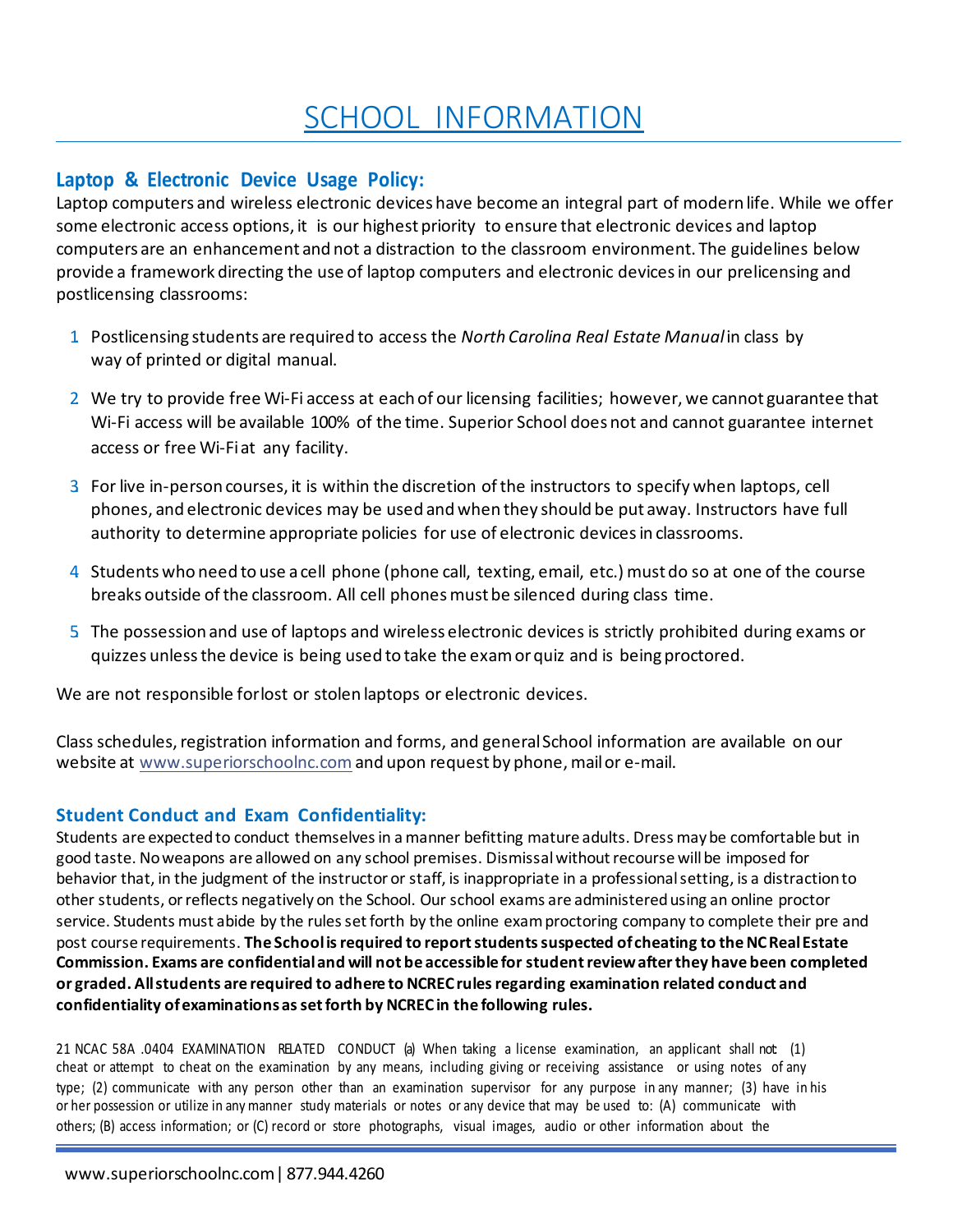# SCHOOL INFORMATION

## Laptop & Electronic Device Usage Policy:

Laptop computers and wireless electronic devices have become an integral part of modern life. While we offer some electronic access options, it is our highest priority to ensure that electronic devices and laptop computers are an enhancement and not a distraction to the classroom environment. The guidelines below provide a framework directing the use of laptop computers and electronic devices in our prelicensing and postlicensing classrooms:

1. Postlicensing students are required to access the *North Carolina Real Estate Manual* in class by way of printed or digital manual.
2. We try to provide free Wi-Fi access at each of our licensing facilities; however, we cannot guarantee that Wi-Fi access will be available 100% of the time. Superior School does not and cannot guarantee internet access or free Wi-Fi at any facility.
3. For live in-person courses, it is within the discretion of the instructors to specify when laptops, cell phones, and electronic devices may be used and when they should be put away. Instructors have full authority to determine appropriate policies for use of electronic devices in classrooms.
4. Students who need to use a cell phone (phone call, texting, email, etc.) must do so at one of the course breaks outside of the classroom. All cell phones must be silenced during class time.
5. The possession and use of laptops and wireless electronic devices is strictly prohibited during exams or quizzes unless the device is being used to take the exam or quiz and is being proctored.

We are not responsible for lost or stolen laptops or electronic devices.

Class schedules, registration information and forms, and general School information are available on our website at www.superiorschoolnc.com and upon request by phone, mail or e-mail.

## Student Conduct and Exam Confidentiality:

Students are expected to conduct themselves in a manner befitting mature adults. Dress may be comfortable but in good taste. No weapons are allowed on any school premises. Dismissal without recourse will be imposed for behavior that, in the judgment of the instructor or staff, is inappropriate in a professional setting, is a distraction to other students, or reflects negatively on the School. Our school exams are administered using an online proctor service. Students must abide by the rules set forth by the online exam proctoring company to complete their pre and post course requirements. **The School is required to report students suspected of cheating to the NC Real Estate Commission. Exams are confidential and will not be accessible for student review after they have been completed or graded. All students are required to adhere to NCREC rules regarding examination related conduct and confidentiality of examinations as set forth by NCREC in the following rules.**

21 NCAC 58A .0404 EXAMINATION RELATED CONDUCT (a) When taking a license examination, an applicant shall not: (1) cheat or attempt to cheat on the examination by any means, including giving or receiving assistance or using notes of any type; (2) communicate with any person other than an examination supervisor for any purpose in any manner; (3) have in his or her possession or utilize in any manner study materials or notes or any device that may be used to: (A) communicate with others; (B) access information; or (C) record or store photographs, visual images, audio or other information about the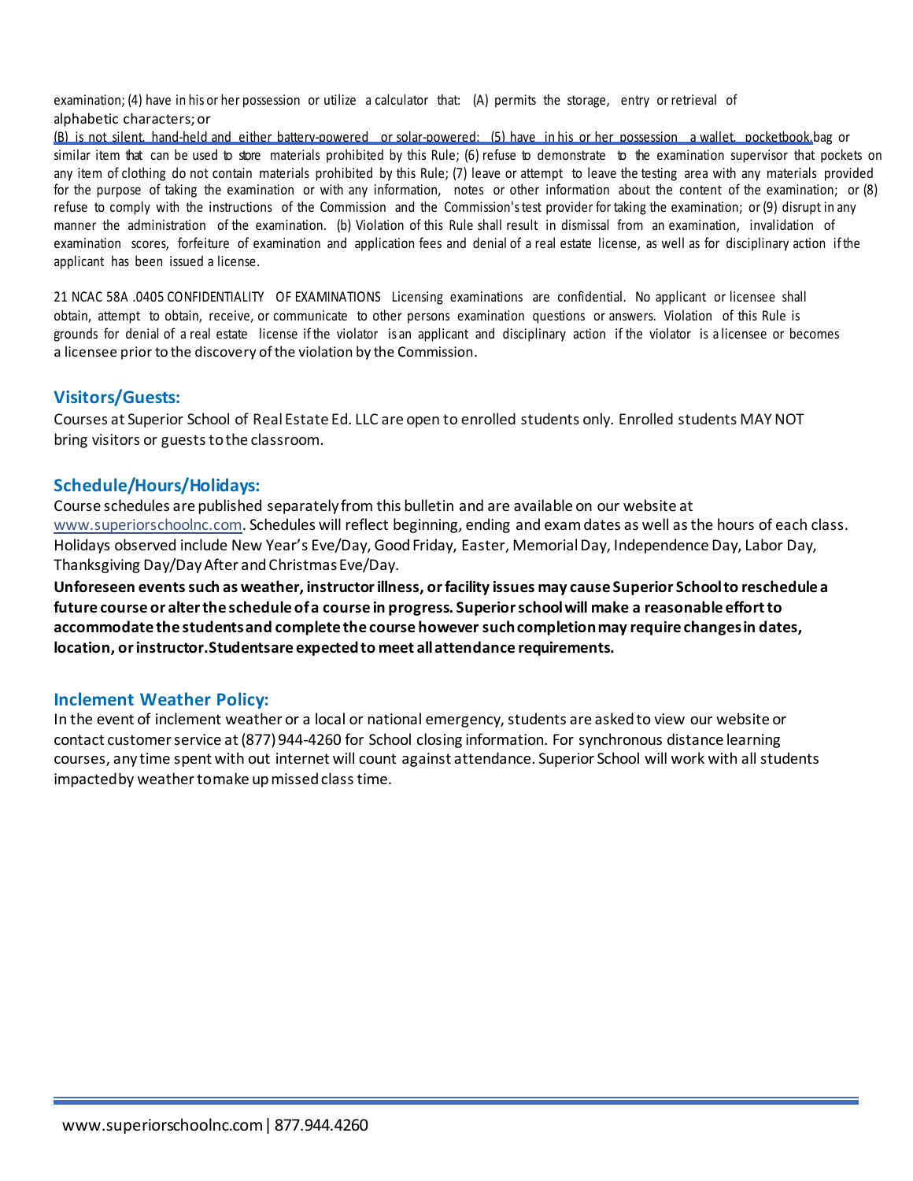examination; (4) have in his or her possession or utilize a calculator that: (A) permits the storage, entry or retrieval of alphabetic characters; or

(B) is not silent, hand-held and either battery-powered or solar-powered; (5) have in his or her possession a wallet, pocketbook, bag or similar item that can be used to store materials prohibited by this Rule; (6) refuse to demonstrate to the examination supervisor that pockets on any item of clothing do not contain materials prohibited by this Rule; (7) leave or attempt to leave the testing area with any materials provided for the purpose of taking the examination or with any information, notes or other information about the content of the examination; or (8) refuse to comply with the instructions of the Commission and the Commission's test provider for taking the examination; or (9) disrupt in any manner the administration of the examination. (b) Violation of this Rule shall result in dismissal from an examination, invalidation of examination scores, forfeiture of examination and application fees and denial of a real estate license, as well as for disciplinary action if the applicant has been issued a license.

21 NCAC 58A .0405 CONFIDENTIALITY OF EXAMINATIONS Licensing examinations are confidential. No applicant or licensee shall obtain, attempt to obtain, receive, or communicate to other persons examination questions or answers. Violation of this Rule is grounds for denial of a real estate license if the violator is an applicant and disciplinary action if the violator is a licensee or becomes a licensee prior to the discovery of the violation by the Commission.

## Visitors/Guests:

Courses at Superior School of Real Estate Ed. LLC are open to enrolled students only. Enrolled students MAY NOT bring visitors or guests to the classroom.

## Schedule/Hours/Holidays:

Course schedules are published separately from this bulletin and are available on our website at www.superiorschoolnc.com. Schedules will reflect beginning, ending and exam dates as well as the hours of each class. Holidays observed include New Year's Eve/Day, Good Friday, Easter, Memorial Day, Independence Day, Labor Day, Thanksgiving Day/Day After and Christmas Eve/Day.

**Unforeseen events such as weather, instructor illness, or facility issues may cause Superior School to reschedule a future course or alter the schedule of a course in progress. Superior school will make a reasonable effort to accommodate the students and complete the course however such completion may require changes in dates, location, or instructor. Students are expected to meet all attendance requirements.**

## Inclement Weather Policy:

In the event of inclement weather or a local or national emergency, students are asked to view our website or contact customer service at (877) 944-4260 for School closing information. For synchronous distance learning courses, any time spent with out internet will count against attendance. Superior School will work with all students impacted by weather to make up missed class time.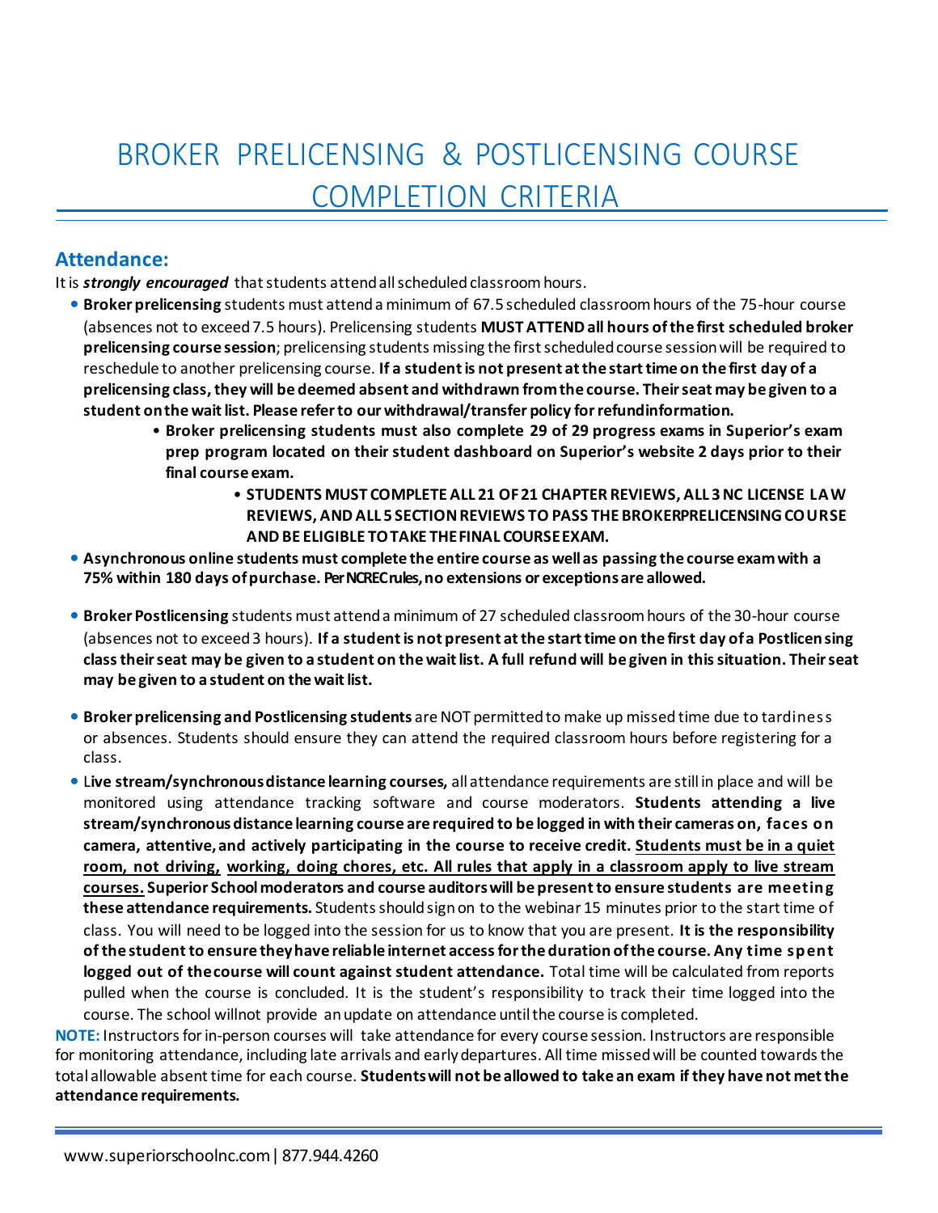# BROKER PRELICENSING & POSTLICENSING COURSE COMPLETION CRITERIA

## Attendance:

It is ***strongly encouraged*** that students attend all scheduled classroom hours.

- **Broker prelicensing** students must attend a minimum of 67.5 scheduled classroom hours of the 75-hour course (absences not to exceed 7.5 hours). Prelicensing students **MUST ATTEND all hours of the first scheduled broker prelicensing course session**; prelicensing students missing the first scheduled course session will be required to reschedule to another prelicensing course. **If a student is not present at the start time on the first day of a prelicensing class, they will be deemed absent and withdrawn from the course. Their seat may be given to a student on the wait list. Please refer to our withdrawal/transfer policy for refund information.**
  - **Broker prelicensing students must also complete 29 of 29 progress exams in Superior's exam prep program located on their student dashboard on Superior's website 2 days prior to their final course exam.**
    - **STUDENTS MUST COMPLETE ALL 21 OF 21 CHAPTER REVIEWS, ALL 3 NC LICENSE LAW REVIEWS, AND ALL 5 SECTION REVIEWS TO PASS THE BROKER PRELICENSING COURSE AND BE ELIGIBLE TO TAKE THE FINAL COURSE EXAM.**
- **Asynchronous online students must complete the entire course as well as passing the course exam with a 75% within 180 days of purchase. Per NCREC rules, no extensions or exceptions are allowed.**
- **Broker Postlicensing** students must attend a minimum of 27 scheduled classroom hours of the 30-hour course (absences not to exceed 3 hours). **If a student is not present at the start time on the first day of a Postlicensing class their seat may be given to a student on the wait list. A full refund will be given in this situation. Their seat may be given to a student on the wait list.**
- **Broker prelicensing and Postlicensing students** are NOT permitted to make up missed time due to tardiness or absences. Students should ensure they can attend the required classroom hours before registering for a class.
- **Live stream/synchronous distance learning courses,** all attendance requirements are still in place and will be monitored using attendance tracking software and course moderators. **Students attending a live stream/synchronous distance learning course are required to be logged in with their cameras on, faces on camera, attentive, and actively participating in the course to receive credit. Students must be in a quiet room, not driving, working, doing chores, etc. All rules that apply in a classroom apply to live stream courses. Superior School moderators and course auditors will be present to ensure students are meeting these attendance requirements.** Students should sign on to the webinar 15 minutes prior to the start time of class. You will need to be logged into the session for us to know that you are present. **It is the responsibility of the student to ensure they have reliable internet access for the duration of the course. Any time spent logged out of the course will count against student attendance.** Total time will be calculated from reports pulled when the course is concluded. It is the student's responsibility to track their time logged into the course. The school will not provide an update on attendance until the course is completed.

**NOTE:** Instructors for in-person courses will take attendance for every course session. Instructors are responsible for monitoring attendance, including late arrivals and early departures. All time missed will be counted towards the total allowable absent time for each course. **Students will not be allowed to take an exam if they have not met the attendance requirements.**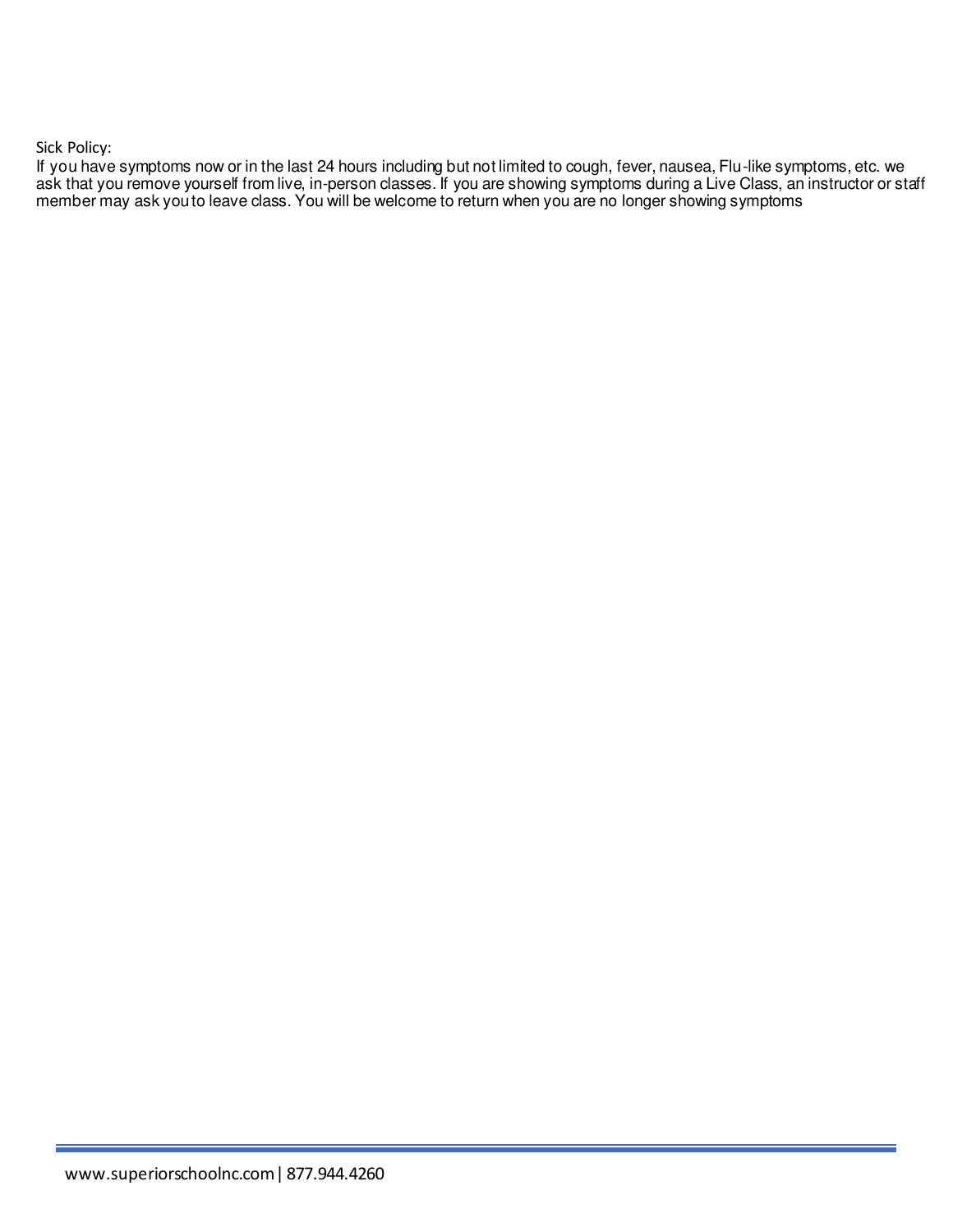Sick Policy:

If you have symptoms now or in the last 24 hours including but not limited to cough, fever, nausea, Flu-like symptoms, etc. we ask that you remove yourself from live, in-person classes. If you are showing symptoms during a Live Class, an instructor or staff member may ask you to leave class. You will be welcome to return when you are no longer showing symptoms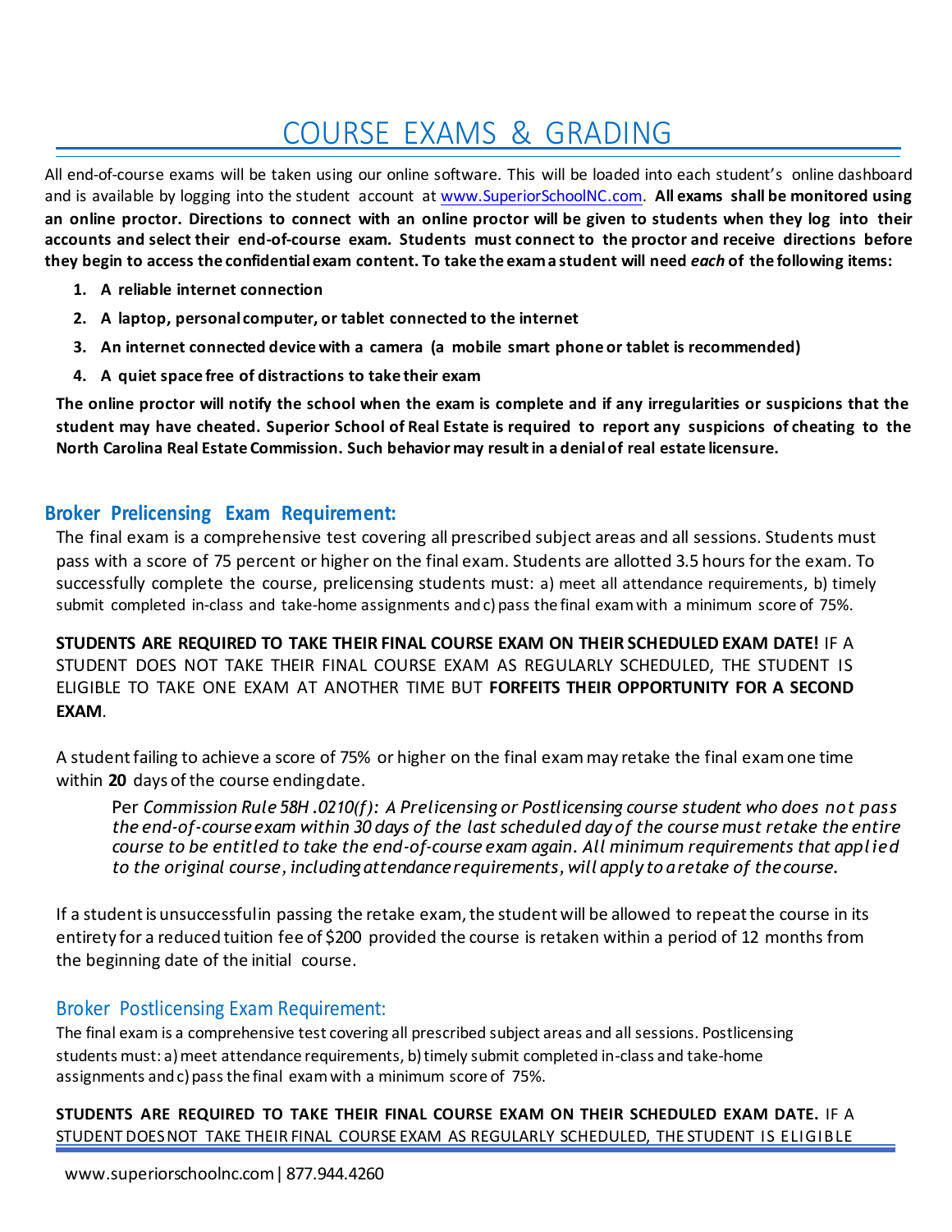# COURSE EXAMS & GRADING

All end-of-course exams will be taken using our online software. This will be loaded into each student's online dashboard and is available by logging into the student account at www.SuperiorSchoolNC.com. **All exams shall be monitored using an online proctor. Directions to connect with an online proctor will be given to students when they log into their accounts and select their end-of-course exam. Students must connect to the proctor and receive directions before they begin to access the confidential exam content. To take the exam a student will need *each* of the following items:**

1. **A reliable internet connection**
2. **A laptop, personal computer, or tablet connected to the internet**
3. **An internet connected device with a camera (a mobile smart phone or tablet is recommended)**
4. **A quiet space free of distractions to take their exam**

**The online proctor will notify the school when the exam is complete and if any irregularities or suspicions that the student may have cheated. Superior School of Real Estate is required to report any suspicions of cheating to the North Carolina Real Estate Commission. Such behavior may result in a denial of real estate licensure.**

## Broker Prelicensing Exam Requirement:

The final exam is a comprehensive test covering all prescribed subject areas and all sessions. Students must pass with a score of 75 percent or higher on the final exam. Students are allotted 3.5 hours for the exam. To successfully complete the course, prelicensing students must: a) meet all attendance requirements, b) timely submit completed in-class and take-home assignments and c) pass the final exam with a minimum score of 75%.

**STUDENTS ARE REQUIRED TO TAKE THEIR FINAL COURSE EXAM ON THEIR SCHEDULED EXAM DATE!** IF A STUDENT DOES NOT TAKE THEIR FINAL COURSE EXAM AS REGULARLY SCHEDULED, THE STUDENT IS ELIGIBLE TO TAKE ONE EXAM AT ANOTHER TIME BUT **FORFEITS THEIR OPPORTUNITY FOR A SECOND EXAM**.

A student failing to achieve a score of 75% or higher on the final exam may retake the final exam one time within **20** days of the course ending date.

> Per *Commission Rule 58H .0210(f): A Prelicensing or Postlicensing course student who does not pass the end-of-course exam within 30 days of the last scheduled day of the course must retake the entire course to be entitled to take the end-of-course exam again. All minimum requirements that applied to the original course, including attendance requirements, will apply to a retake of the course.*

If a student is unsuccessful in passing the retake exam, the student will be allowed to repeat the course in its entirety for a reduced tuition fee of $200 provided the course is retaken within a period of 12 months from the beginning date of the initial course.

## Broker Postlicensing Exam Requirement:

The final exam is a comprehensive test covering all prescribed subject areas and all sessions. Postlicensing students must: a) meet attendance requirements, b) timely submit completed in-class and take-home assignments and c) pass the final exam with a minimum score of 75%.

**STUDENTS ARE REQUIRED TO TAKE THEIR FINAL COURSE EXAM ON THEIR SCHEDULED EXAM DATE.** IF A STUDENT DOES NOT TAKE THEIR FINAL COURSE EXAM AS REGULARLY SCHEDULED, THE STUDENT IS ELIGIBLE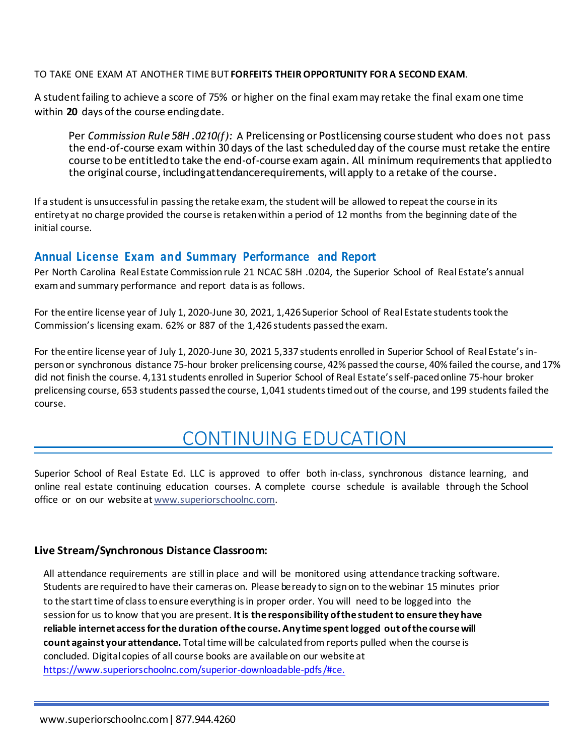TO TAKE ONE EXAM AT ANOTHER TIME BUT **FORFEITS THEIR OPPORTUNITY FOR A SECOND EXAM**.

A student failing to achieve a score of 75% or higher on the final exam may retake the final exam one time within **20** days of the course ending date.

> Per *Commission Rule 58H .0210(f):* A Prelicensing or Postlicensing course student who does not pass the end-of-course exam within 30 days of the last scheduled day of the course must retake the entire course to be entitled to take the end-of-course exam again. All minimum requirements that applied to the original course, including attendance requirements, will apply to a retake of the course.

If a student is unsuccessful in passing the retake exam, the student will be allowed to repeat the course in its entirety at no charge provided the course is retaken within a period of 12 months from the beginning date of the initial course.

## Annual License Exam and Summary Performance and Report

Per North Carolina Real Estate Commission rule 21 NCAC 58H .0204, the Superior School of Real Estate's annual exam and summary performance and report data is as follows.

For the entire license year of July 1, 2020-June 30, 2021, 1,426 Superior School of Real Estate students took the Commission's licensing exam. 62% or 887 of the 1,426 students passed the exam.

For the entire license year of July 1, 2020-June 30, 2021 5,337 students enrolled in Superior School of Real Estate's in-person or synchronous distance 75-hour broker prelicensing course, 42% passed the course, 40% failed the course, and 17% did not finish the course. 4,131 students enrolled in Superior School of Real Estate's self-paced online 75-hour broker prelicensing course, 653 students passed the course, 1,041 students timed out of the course, and 199 students failed the course.

# CONTINUING EDUCATION

Superior School of Real Estate Ed. LLC is approved to offer both in-class, synchronous distance learning, and online real estate continuing education courses. A complete course schedule is available through the School office or on our website at www.superiorschoolnc.com.

### Live Stream/Synchronous Distance Classroom:

All attendance requirements are still in place and will be monitored using attendance tracking software. Students are required to have their cameras on. Please be ready to sign on to the webinar 15 minutes prior to the start time of class to ensure everything is in proper order. You will need to be logged into the session for us to know that you are present. **It is the responsibility of the student to ensure they have reliable internet access for the duration of the course. Any time spent logged out of the course will count against your attendance.** Total time will be calculated from reports pulled when the course is concluded. Digital copies of all course books are available on our website at https://www.superiorschoolnc.com/superior-downloadable-pdfs/#ce.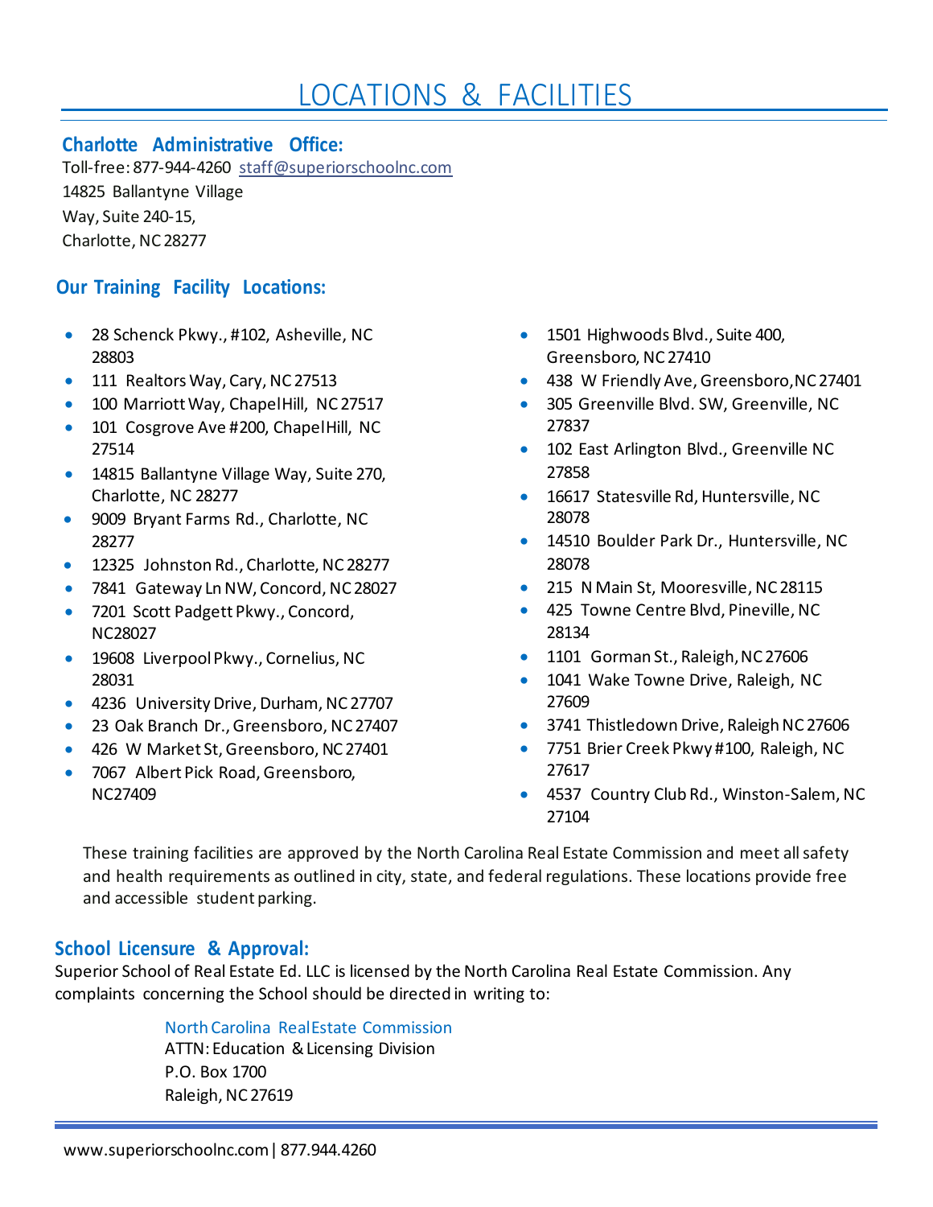# LOCATIONS & FACILITIES

## Charlotte Administrative Office:

Toll-free: 877-944-4260 staff@superiorschoolnc.com
14825 Ballantyne Village
Way, Suite 240-15,
Charlotte, NC 28277

## Our Training Facility Locations:

- 28 Schenck Pkwy., #102, Asheville, NC 28803
- 111 Realtors Way, Cary, NC 27513
- 100 Marriott Way, Chapel Hill, NC 27517
- 101 Cosgrove Ave #200, Chapel Hill, NC 27514
- 14815 Ballantyne Village Way, Suite 270, Charlotte, NC 28277
- 9009 Bryant Farms Rd., Charlotte, NC 28277
- 12325 Johnston Rd., Charlotte, NC 28277
- 7841 Gateway Ln NW, Concord, NC 28027
- 7201 Scott Padgett Pkwy., Concord, NC28027
- 19608 Liverpool Pkwy., Cornelius, NC 28031
- 4236 University Drive, Durham, NC 27707
- 23 Oak Branch Dr., Greensboro, NC 27407
- 426 W Market St, Greensboro, NC 27401
- 7067 Albert Pick Road, Greensboro, NC27409
- 1501 Highwoods Blvd., Suite 400, Greensboro, NC 27410
- 438 W Friendly Ave, Greensboro, NC 27401
- 305 Greenville Blvd. SW, Greenville, NC 27837
- 102 East Arlington Blvd., Greenville NC 27858
- 16617 Statesville Rd, Huntersville, NC 28078
- 14510 Boulder Park Dr., Huntersville, NC 28078
- 215 N Main St, Mooresville, NC 28115
- 425 Towne Centre Blvd, Pineville, NC 28134
- 1101 Gorman St., Raleigh, NC 27606
- 1041 Wake Towne Drive, Raleigh, NC 27609
- 3741 Thistledown Drive, Raleigh NC 27606
- 7751 Brier Creek Pkwy #100, Raleigh, NC 27617
- 4537 Country Club Rd., Winston-Salem, NC 27104

These training facilities are approved by the North Carolina Real Estate Commission and meet all safety and health requirements as outlined in city, state, and federal regulations. These locations provide free and accessible student parking.

## School Licensure & Approval:

Superior School of Real Estate Ed. LLC is licensed by the North Carolina Real Estate Commission. Any complaints concerning the School should be directed in writing to:

North Carolina Real Estate Commission
ATTN: Education & Licensing Division
P.O. Box 1700
Raleigh, NC 27619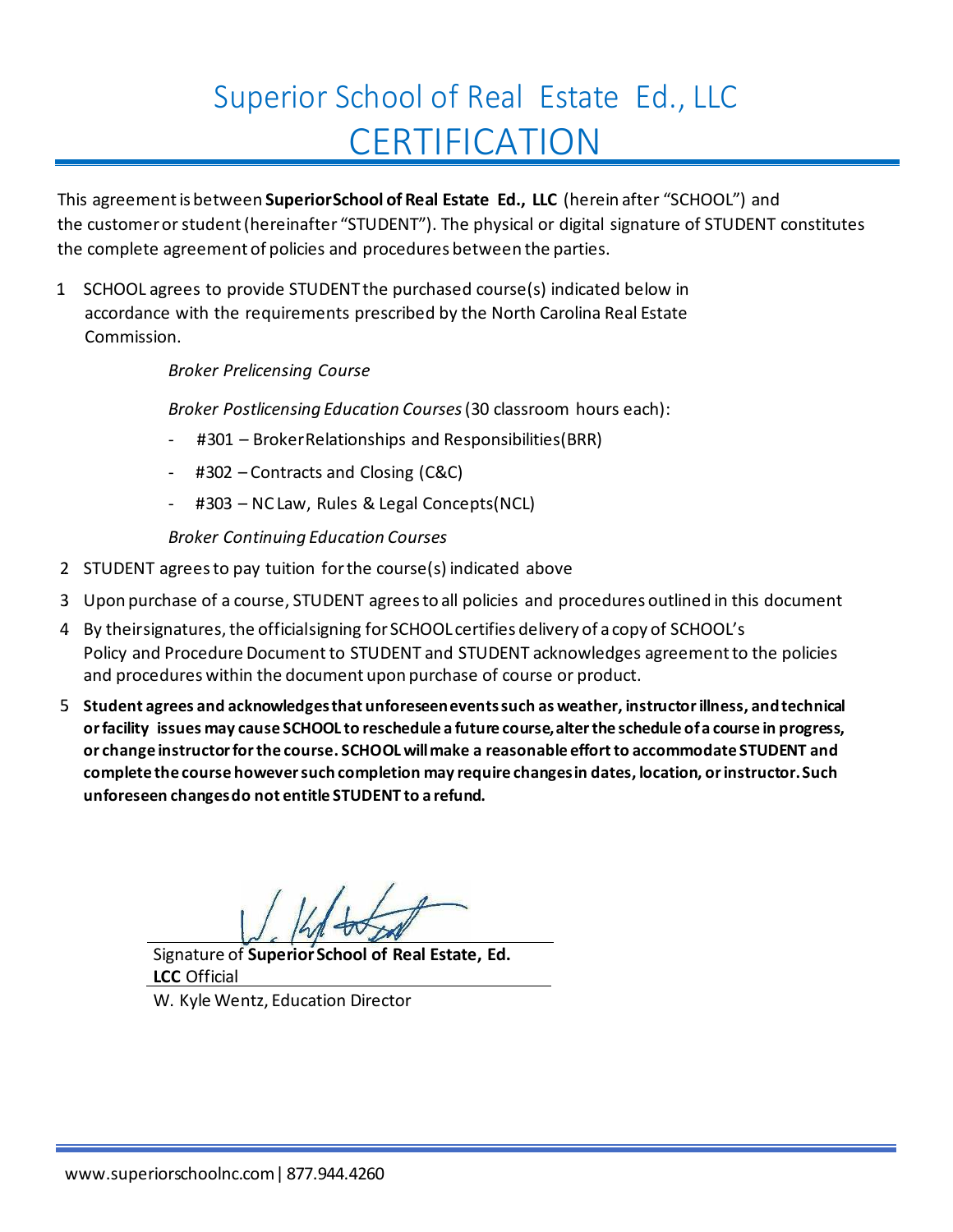# Superior School of Real Estate Ed., LLC
# CERTIFICATION

This agreement is between **Superior School of Real Estate Ed., LLC** (herein after "SCHOOL") and the customer or student (hereinafter "STUDENT"). The physical or digital signature of STUDENT constitutes the complete agreement of policies and procedures between the parties.

1 SCHOOL agrees to provide STUDENT the purchased course(s) indicated below in accordance with the requirements prescribed by the North Carolina Real Estate Commission.

   *Broker Prelicensing Course*

   *Broker Postlicensing Education Courses* (30 classroom hours each):

   - #301 – Broker Relationships and Responsibilities (BRR)
   - #302 – Contracts and Closing (C&C)
   - #303 – NC Law, Rules & Legal Concepts (NCL)

   *Broker Continuing Education Courses*

2 STUDENT agrees to pay tuition for the course(s) indicated above

3 Upon purchase of a course, STUDENT agrees to all policies and procedures outlined in this document

4 By their signatures, the official signing for SCHOOL certifies delivery of a copy of SCHOOL's Policy and Procedure Document to STUDENT and STUDENT acknowledges agreement to the policies and procedures within the document upon purchase of course or product.

5 **Student agrees and acknowledges that unforeseen events such as weather, instructor illness, and technical or facility issues may cause SCHOOL to reschedule a future course, alter the schedule of a course in progress, or change instructor for the course. SCHOOL will make a reasonable effort to accommodate STUDENT and complete the course however such completion may require changes in dates, location, or instructor. Such unforeseen changes do not entitle STUDENT to a refund.**

Signature of **Superior School of Real Estate, Ed. LCC** Official

W. Kyle Wentz, Education Director

www.superiorschoolnc.com | 877.944.4260